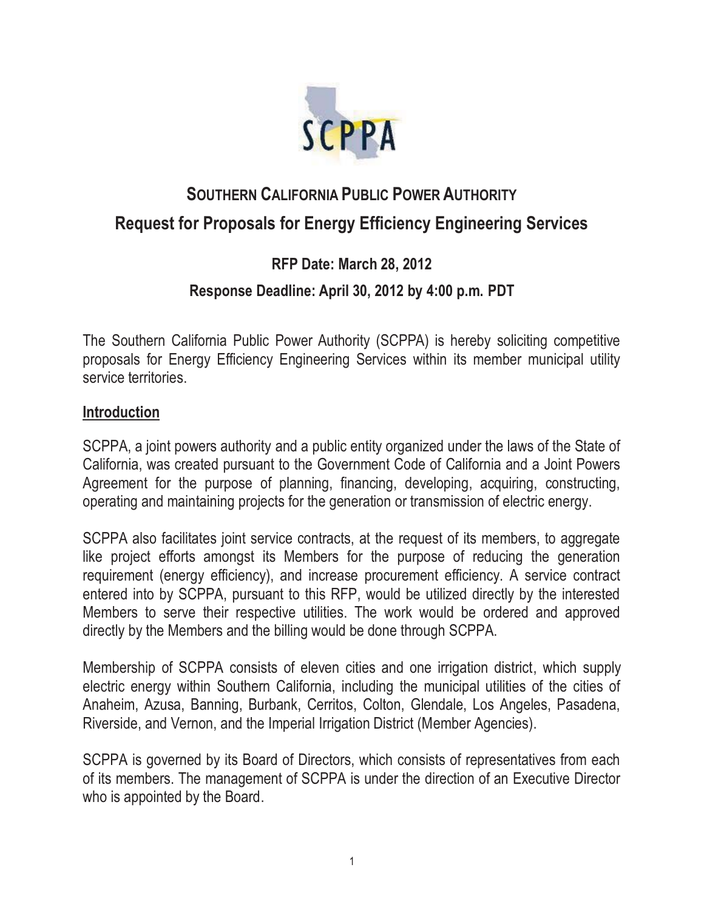SCPPA

# SOUTHERN CALIFORNIA PUBLIC POWER AUTHORITY

## Request for Proposals for Energy Efficiency Engineering Services

**RFP Date: March 28, 2012**

**Response Deadline: April 30, 2012 by 4:00 p.m. PDT**

The Southern California Public Power Authority (SCPPA) is hereby soliciting competitive proposals for Energy Efficiency Engineering Services within its member municipal utility service territories.

## Introduction

SCPPA, a joint powers authority and a public entity organized under the laws of the State of California, was created pursuant to the Government Code of California and a Joint Powers Agreement for the purpose of planning, financing, developing, acquiring, constructing, operating and maintaining projects for the generation or transmission of electric energy.

SCPPA also facilitates joint service contracts, at the request of its members, to aggregate like project efforts amongst its Members for the purpose of reducing the generation requirement (energy efficiency), and increase procurement efficiency. A service contract entered into by SCPPA, pursuant to this RFP, would be utilized directly by the interested Members to serve their respective utilities. The work would be ordered and approved directly by the Members and the billing would be done through SCPPA.

Membership of SCPPA consists of eleven cities and one irrigation district, which supply electric energy within Southern California, including the municipal utilities of the cities of Anaheim, Azusa, Banning, Burbank, Cerritos, Colton, Glendale, Los Angeles, Pasadena, Riverside, and Vernon, and the Imperial Irrigation District (Member Agencies).

SCPPA is governed by its Board of Directors, which consists of representatives from each of its members. The management of SCPPA is under the direction of an Executive Director who is appointed by the Board.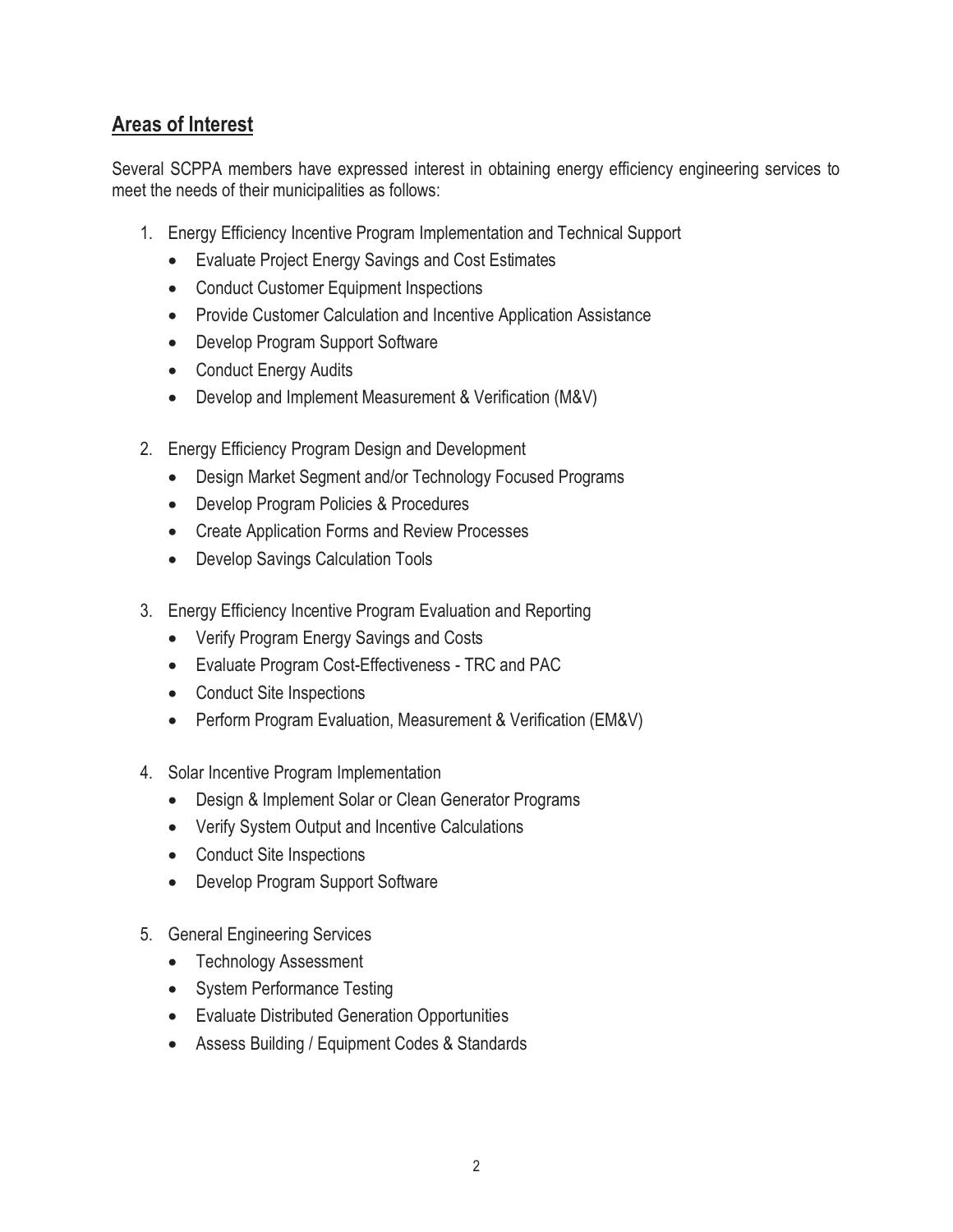## Areas of Interest

Several SCPPA members have expressed interest in obtaining energy efficiency engineering services to meet the needs of their municipalities as follows:

1. Energy Efficiency Incentive Program Implementation and Technical Support
   - Evaluate Project Energy Savings and Cost Estimates
   - Conduct Customer Equipment Inspections
   - Provide Customer Calculation and Incentive Application Assistance
   - Develop Program Support Software
   - Conduct Energy Audits
   - Develop and Implement Measurement & Verification (M&V)

2. Energy Efficiency Program Design and Development
   - Design Market Segment and/or Technology Focused Programs
   - Develop Program Policies & Procedures
   - Create Application Forms and Review Processes
   - Develop Savings Calculation Tools

3. Energy Efficiency Incentive Program Evaluation and Reporting
   - Verify Program Energy Savings and Costs
   - Evaluate Program Cost-Effectiveness - TRC and PAC
   - Conduct Site Inspections
   - Perform Program Evaluation, Measurement & Verification (EM&V)

4. Solar Incentive Program Implementation
   - Design & Implement Solar or Clean Generator Programs
   - Verify System Output and Incentive Calculations
   - Conduct Site Inspections
   - Develop Program Support Software

5. General Engineering Services
   - Technology Assessment
   - System Performance Testing
   - Evaluate Distributed Generation Opportunities
   - Assess Building / Equipment Codes & Standards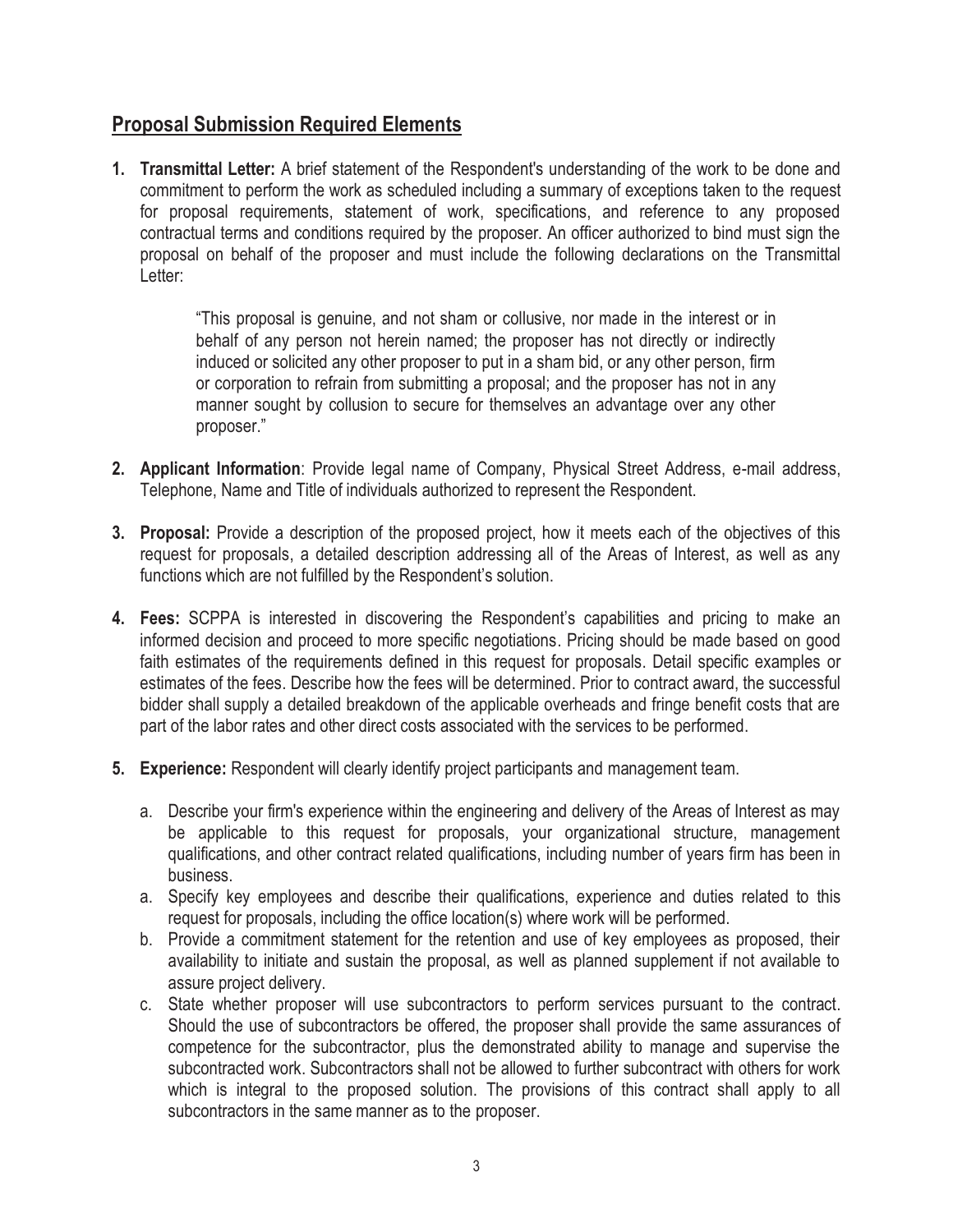## Proposal Submission Required Elements

1. **Transmittal Letter:** A brief statement of the Respondent's understanding of the work to be done and commitment to perform the work as scheduled including a summary of exceptions taken to the request for proposal requirements, statement of work, specifications, and reference to any proposed contractual terms and conditions required by the proposer. An officer authorized to bind must sign the proposal on behalf of the proposer and must include the following declarations on the Transmittal Letter:

   > "This proposal is genuine, and not sham or collusive, nor made in the interest or in behalf of any person not herein named; the proposer has not directly or indirectly induced or solicited any other proposer to put in a sham bid, or any other person, firm or corporation to refrain from submitting a proposal; and the proposer has not in any manner sought by collusion to secure for themselves an advantage over any other proposer."

2. **Applicant Information**: Provide legal name of Company, Physical Street Address, e-mail address, Telephone, Name and Title of individuals authorized to represent the Respondent.

3. **Proposal:** Provide a description of the proposed project, how it meets each of the objectives of this request for proposals, a detailed description addressing all of the Areas of Interest, as well as any functions which are not fulfilled by the Respondent's solution.

4. **Fees:** SCPPA is interested in discovering the Respondent's capabilities and pricing to make an informed decision and proceed to more specific negotiations. Pricing should be made based on good faith estimates of the requirements defined in this request for proposals. Detail specific examples or estimates of the fees. Describe how the fees will be determined. Prior to contract award, the successful bidder shall supply a detailed breakdown of the applicable overheads and fringe benefit costs that are part of the labor rates and other direct costs associated with the services to be performed.

5. **Experience:** Respondent will clearly identify project participants and management team.

   a. Describe your firm's experience within the engineering and delivery of the Areas of Interest as may be applicable to this request for proposals, your organizational structure, management qualifications, and other contract related qualifications, including number of years firm has been in business.

   a. Specify key employees and describe their qualifications, experience and duties related to this request for proposals, including the office location(s) where work will be performed.

   b. Provide a commitment statement for the retention and use of key employees as proposed, their availability to initiate and sustain the proposal, as well as planned supplement if not available to assure project delivery.

   c. State whether proposer will use subcontractors to perform services pursuant to the contract. Should the use of subcontractors be offered, the proposer shall provide the same assurances of competence for the subcontractor, plus the demonstrated ability to manage and supervise the subcontracted work. Subcontractors shall not be allowed to further subcontract with others for work which is integral to the proposed solution. The provisions of this contract shall apply to all subcontractors in the same manner as to the proposer.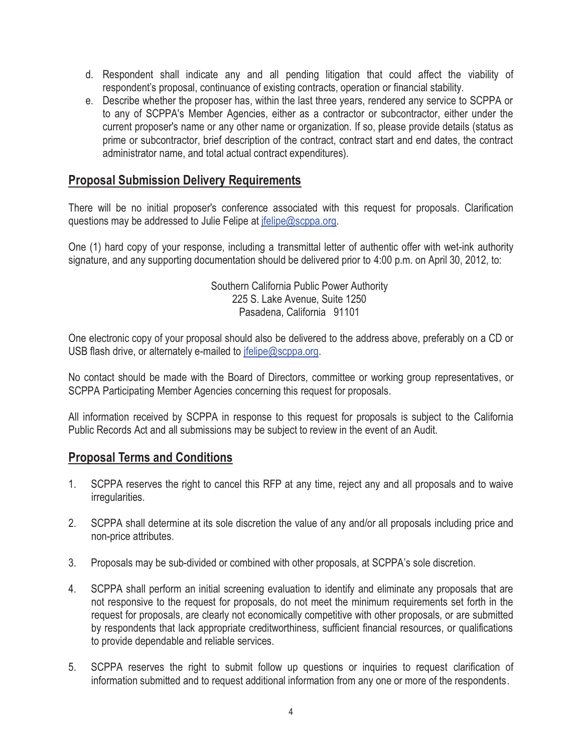d. Respondent shall indicate any and all pending litigation that could affect the viability of respondent's proposal, continuance of existing contracts, operation or financial stability.
e. Describe whether the proposer has, within the last three years, rendered any service to SCPPA or to any of SCPPA's Member Agencies, either as a contractor or subcontractor, either under the current proposer's name or any other name or organization. If so, please provide details (status as prime or subcontractor, brief description of the contract, contract start and end dates, the contract administrator name, and total actual contract expenditures).

## Proposal Submission Delivery Requirements

There will be no initial proposer's conference associated with this request for proposals. Clarification questions may be addressed to Julie Felipe at jfelipe@scppa.org.

One (1) hard copy of your response, including a transmittal letter of authentic offer with wet-ink authority signature, and any supporting documentation should be delivered prior to 4:00 p.m. on April 30, 2012, to:

Southern California Public Power Authority
225 S. Lake Avenue, Suite 1250
Pasadena, California 91101

One electronic copy of your proposal should also be delivered to the address above, preferably on a CD or USB flash drive, or alternately e-mailed to jfelipe@scppa.org.

No contact should be made with the Board of Directors, committee or working group representatives, or SCPPA Participating Member Agencies concerning this request for proposals.

All information received by SCPPA in response to this request for proposals is subject to the California Public Records Act and all submissions may be subject to review in the event of an Audit.

## Proposal Terms and Conditions

1. SCPPA reserves the right to cancel this RFP at any time, reject any and all proposals and to waive irregularities.

2. SCPPA shall determine at its sole discretion the value of any and/or all proposals including price and non-price attributes.

3. Proposals may be sub-divided or combined with other proposals, at SCPPA's sole discretion.

4. SCPPA shall perform an initial screening evaluation to identify and eliminate any proposals that are not responsive to the request for proposals, do not meet the minimum requirements set forth in the request for proposals, are clearly not economically competitive with other proposals, or are submitted by respondents that lack appropriate creditworthiness, sufficient financial resources, or qualifications to provide dependable and reliable services.

5. SCPPA reserves the right to submit follow up questions or inquiries to request clarification of information submitted and to request additional information from any one or more of the respondents.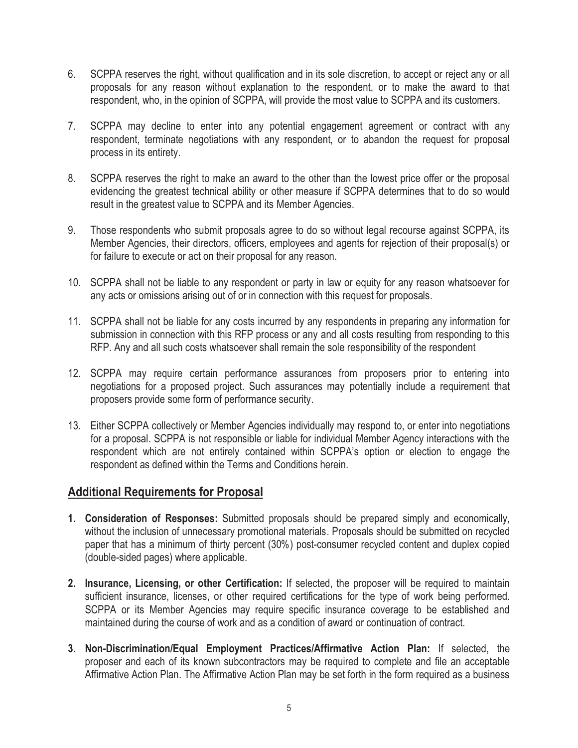6. SCPPA reserves the right, without qualification and in its sole discretion, to accept or reject any or all proposals for any reason without explanation to the respondent, or to make the award to that respondent, who, in the opinion of SCPPA, will provide the most value to SCPPA and its customers.

7. SCPPA may decline to enter into any potential engagement agreement or contract with any respondent, terminate negotiations with any respondent, or to abandon the request for proposal process in its entirety.

8. SCPPA reserves the right to make an award to the other than the lowest price offer or the proposal evidencing the greatest technical ability or other measure if SCPPA determines that to do so would result in the greatest value to SCPPA and its Member Agencies.

9. Those respondents who submit proposals agree to do so without legal recourse against SCPPA, its Member Agencies, their directors, officers, employees and agents for rejection of their proposal(s) or for failure to execute or act on their proposal for any reason.

10. SCPPA shall not be liable to any respondent or party in law or equity for any reason whatsoever for any acts or omissions arising out of or in connection with this request for proposals.

11. SCPPA shall not be liable for any costs incurred by any respondents in preparing any information for submission in connection with this RFP process or any and all costs resulting from responding to this RFP. Any and all such costs whatsoever shall remain the sole responsibility of the respondent

12. SCPPA may require certain performance assurances from proposers prior to entering into negotiations for a proposed project. Such assurances may potentially include a requirement that proposers provide some form of performance security.

13. Either SCPPA collectively or Member Agencies individually may respond to, or enter into negotiations for a proposal. SCPPA is not responsible or liable for individual Member Agency interactions with the respondent which are not entirely contained within SCPPA's option or election to engage the respondent as defined within the Terms and Conditions herein.

## Additional Requirements for Proposal

1. **Consideration of Responses:** Submitted proposals should be prepared simply and economically, without the inclusion of unnecessary promotional materials. Proposals should be submitted on recycled paper that has a minimum of thirty percent (30%) post-consumer recycled content and duplex copied (double-sided pages) where applicable.

2. **Insurance, Licensing, or other Certification:** If selected, the proposer will be required to maintain sufficient insurance, licenses, or other required certifications for the type of work being performed. SCPPA or its Member Agencies may require specific insurance coverage to be established and maintained during the course of work and as a condition of award or continuation of contract.

3. **Non-Discrimination/Equal Employment Practices/Affirmative Action Plan:** If selected, the proposer and each of its known subcontractors may be required to complete and file an acceptable Affirmative Action Plan. The Affirmative Action Plan may be set forth in the form required as a business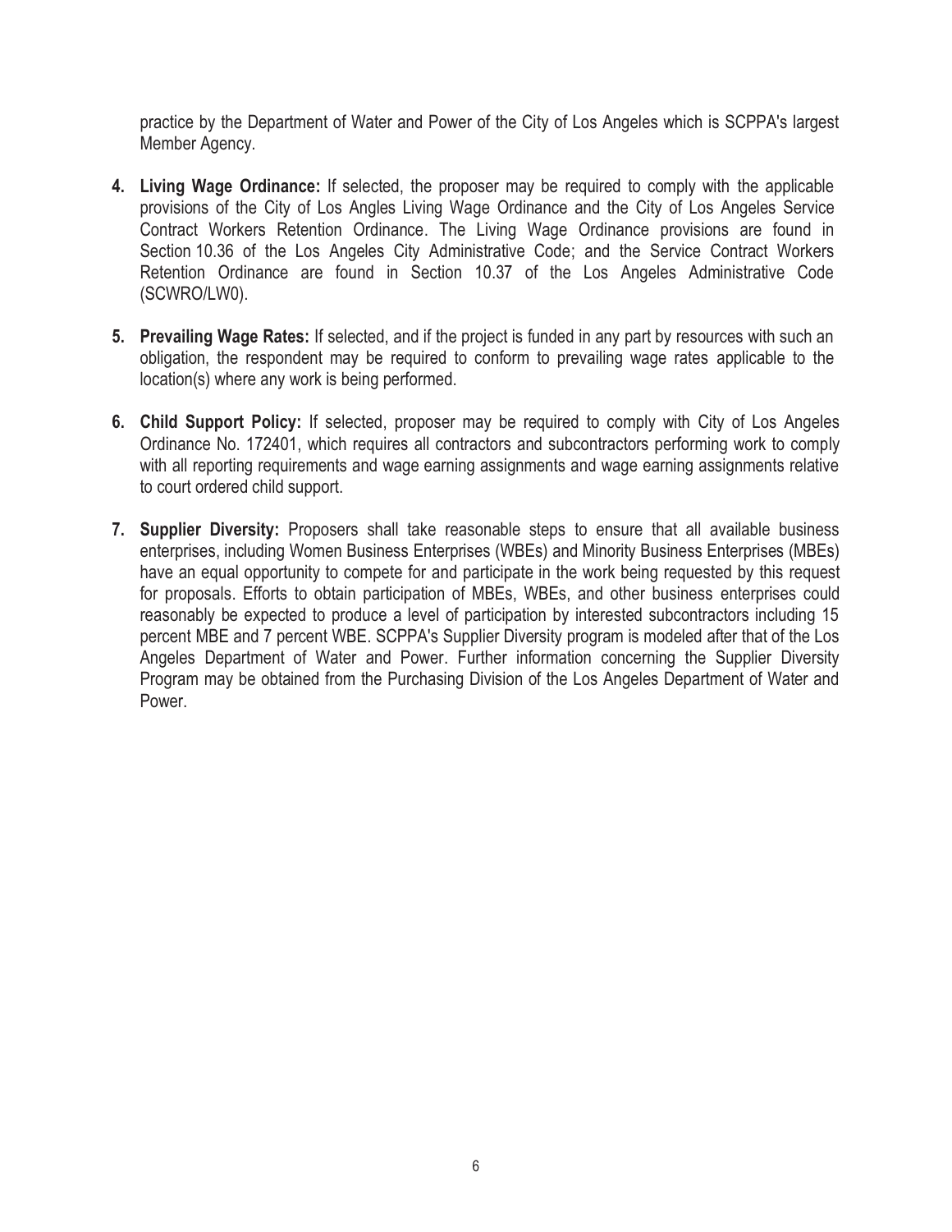practice by the Department of Water and Power of the City of Los Angeles which is SCPPA's largest Member Agency.

4. **Living Wage Ordinance:** If selected, the proposer may be required to comply with the applicable provisions of the City of Los Angles Living Wage Ordinance and the City of Los Angeles Service Contract Workers Retention Ordinance. The Living Wage Ordinance provisions are found in Section 10.36 of the Los Angeles City Administrative Code; and the Service Contract Workers Retention Ordinance are found in Section 10.37 of the Los Angeles Administrative Code (SCWRO/LW0).

5. **Prevailing Wage Rates:** If selected, and if the project is funded in any part by resources with such an obligation, the respondent may be required to conform to prevailing wage rates applicable to the location(s) where any work is being performed.

6. **Child Support Policy:** If selected, proposer may be required to comply with City of Los Angeles Ordinance No. 172401, which requires all contractors and subcontractors performing work to comply with all reporting requirements and wage earning assignments and wage earning assignments relative to court ordered child support.

7. **Supplier Diversity:** Proposers shall take reasonable steps to ensure that all available business enterprises, including Women Business Enterprises (WBEs) and Minority Business Enterprises (MBEs) have an equal opportunity to compete for and participate in the work being requested by this request for proposals. Efforts to obtain participation of MBEs, WBEs, and other business enterprises could reasonably be expected to produce a level of participation by interested subcontractors including 15 percent MBE and 7 percent WBE. SCPPA's Supplier Diversity program is modeled after that of the Los Angeles Department of Water and Power. Further information concerning the Supplier Diversity Program may be obtained from the Purchasing Division of the Los Angeles Department of Water and Power.